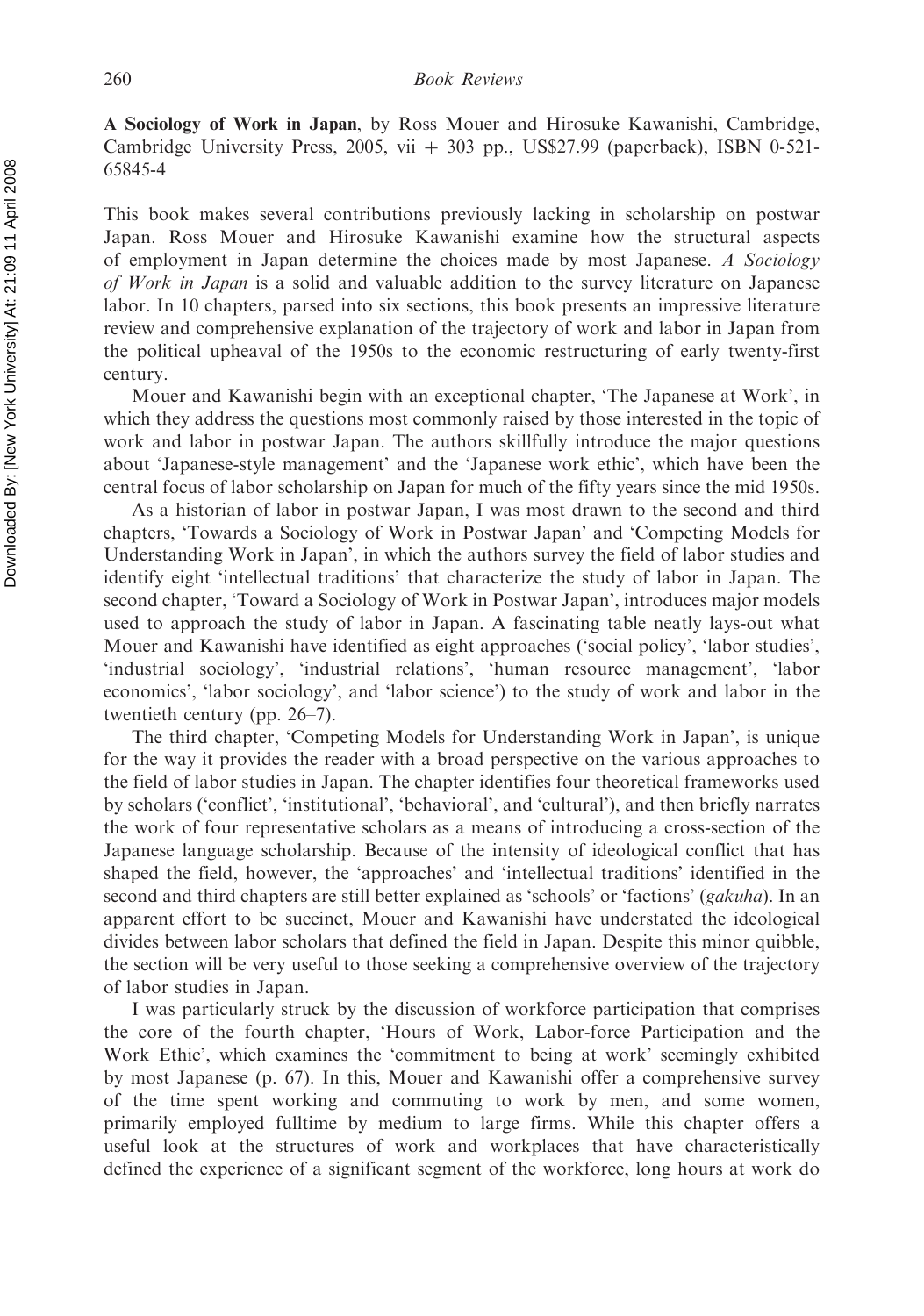**A Sociology of Work in Japan**, by Ross Mouer and Hirosuke Kawanishi, Cambridge, Cambridge University Press, 2005, vii + 303 pp., US$27.99 (paperback), ISBN 0-521-65845-4

This book makes several contributions previously lacking in scholarship on postwar Japan. Ross Mouer and Hirosuke Kawanishi examine how the structural aspects of employment in Japan determine the choices made by most Japanese. *A Sociology of Work in Japan* is a solid and valuable addition to the survey literature on Japanese labor. In 10 chapters, parsed into six sections, this book presents an impressive literature review and comprehensive explanation of the trajectory of work and labor in Japan from the political upheaval of the 1950s to the economic restructuring of early twenty-first century.

Mouer and Kawanishi begin with an exceptional chapter, 'The Japanese at Work', in which they address the questions most commonly raised by those interested in the topic of work and labor in postwar Japan. The authors skillfully introduce the major questions about 'Japanese-style management' and the 'Japanese work ethic', which have been the central focus of labor scholarship on Japan for much of the fifty years since the mid 1950s.

As a historian of labor in postwar Japan, I was most drawn to the second and third chapters, 'Towards a Sociology of Work in Postwar Japan' and 'Competing Models for Understanding Work in Japan', in which the authors survey the field of labor studies and identify eight 'intellectual traditions' that characterize the study of labor in Japan. The second chapter, 'Toward a Sociology of Work in Postwar Japan', introduces major models used to approach the study of labor in Japan. A fascinating table neatly lays-out what Mouer and Kawanishi have identified as eight approaches ('social policy', 'labor studies', 'industrial sociology', 'industrial relations', 'human resource management', 'labor economics', 'labor sociology', and 'labor science') to the study of work and labor in the twentieth century (pp. 26–7).

The third chapter, 'Competing Models for Understanding Work in Japan', is unique for the way it provides the reader with a broad perspective on the various approaches to the field of labor studies in Japan. The chapter identifies four theoretical frameworks used by scholars ('conflict', 'institutional', 'behavioral', and 'cultural'), and then briefly narrates the work of four representative scholars as a means of introducing a cross-section of the Japanese language scholarship. Because of the intensity of ideological conflict that has shaped the field, however, the 'approaches' and 'intellectual traditions' identified in the second and third chapters are still better explained as 'schools' or 'factions' (*gakuha*). In an apparent effort to be succinct, Mouer and Kawanishi have understated the ideological divides between labor scholars that defined the field in Japan. Despite this minor quibble, the section will be very useful to those seeking a comprehensive overview of the trajectory of labor studies in Japan.

I was particularly struck by the discussion of workforce participation that comprises the core of the fourth chapter, 'Hours of Work, Labor-force Participation and the Work Ethic', which examines the 'commitment to being at work' seemingly exhibited by most Japanese (p. 67). In this, Mouer and Kawanishi offer a comprehensive survey of the time spent working and commuting to work by men, and some women, primarily employed fulltime by medium to large firms. While this chapter offers a useful look at the structures of work and workplaces that have characteristically defined the experience of a significant segment of the workforce, long hours at work do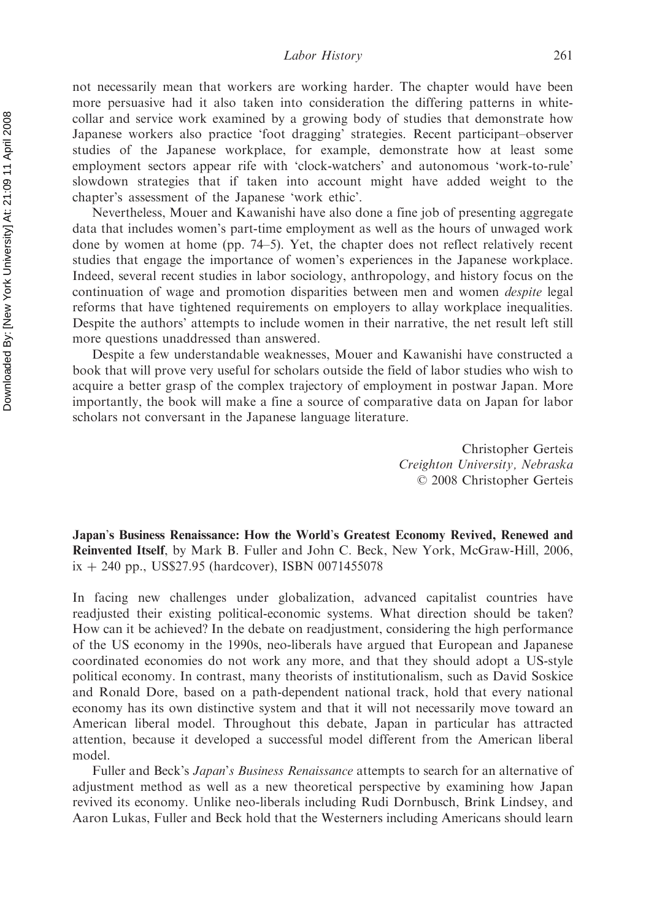not necessarily mean that workers are working harder. The chapter would have been more persuasive had it also taken into consideration the differing patterns in white-collar and service work examined by a growing body of studies that demonstrate how Japanese workers also practice 'foot dragging' strategies. Recent participant–observer studies of the Japanese workplace, for example, demonstrate how at least some employment sectors appear rife with 'clock-watchers' and autonomous 'work-to-rule' slowdown strategies that if taken into account might have added weight to the chapter's assessment of the Japanese 'work ethic'.

Nevertheless, Mouer and Kawanishi have also done a fine job of presenting aggregate data that includes women's part-time employment as well as the hours of unwaged work done by women at home (pp. 74–5). Yet, the chapter does not reflect relatively recent studies that engage the importance of women's experiences in the Japanese workplace. Indeed, several recent studies in labor sociology, anthropology, and history focus on the continuation of wage and promotion disparities between men and women *despite* legal reforms that have tightened requirements on employers to allay workplace inequalities. Despite the authors' attempts to include women in their narrative, the net result left still more questions unaddressed than answered.

Despite a few understandable weaknesses, Mouer and Kawanishi have constructed a book that will prove very useful for scholars outside the field of labor studies who wish to acquire a better grasp of the complex trajectory of employment in postwar Japan. More importantly, the book will make a fine a source of comparative data on Japan for labor scholars not conversant in the Japanese language literature.

Christopher Gerteis
*Creighton University, Nebraska*
© 2008 Christopher Gerteis

**Japan's Business Renaissance: How the World's Greatest Economy Revived, Renewed and Reinvented Itself**, by Mark B. Fuller and John C. Beck, New York, McGraw-Hill, 2006, ix + 240 pp., US$27.95 (hardcover), ISBN 0071455078

In facing new challenges under globalization, advanced capitalist countries have readjusted their existing political-economic systems. What direction should be taken? How can it be achieved? In the debate on readjustment, considering the high performance of the US economy in the 1990s, neo-liberals have argued that European and Japanese coordinated economies do not work any more, and that they should adopt a US-style political economy. In contrast, many theorists of institutionalism, such as David Soskice and Ronald Dore, based on a path-dependent national track, hold that every national economy has its own distinctive system and that it will not necessarily move toward an American liberal model. Throughout this debate, Japan in particular has attracted attention, because it developed a successful model different from the American liberal model.

Fuller and Beck's *Japan's Business Renaissance* attempts to search for an alternative of adjustment method as well as a new theoretical perspective by examining how Japan revived its economy. Unlike neo-liberals including Rudi Dornbusch, Brink Lindsey, and Aaron Lukas, Fuller and Beck hold that the Westerners including Americans should learn